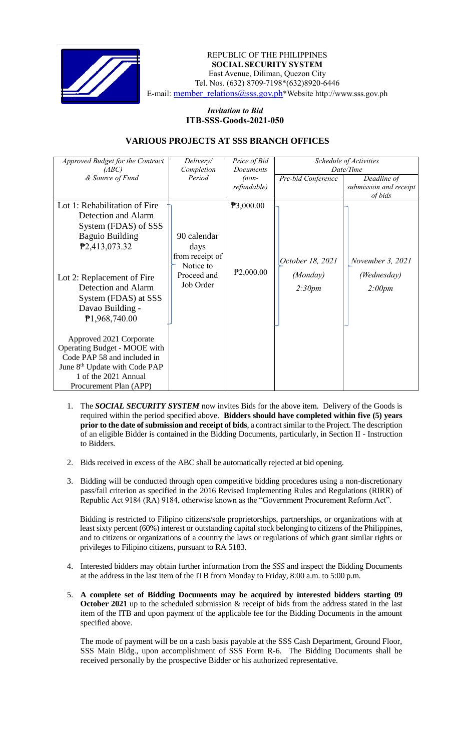REPUBLIC OF THE PHILIPPINES
**SOCIAL SECURITY SYSTEM**
East Avenue, Diliman, Quezon City
Tel. Nos. (632) 8709-7198*(632)8920-6446
E-mail: member_relations@sss.gov.ph*Website http://www.sss.gov.ph

*Invitation to Bid*
**ITB-SSS-Goods-2021-050**

## VARIOUS PROJECTS AT SSS BRANCH OFFICES

| *Approved Budget for the Contract (ABC) & Source of Fund* | *Delivery/ Completion Period* | *Price of Bid Documents (non-refundable)* | *Schedule of Activities Date/Time* | |
|---|---|---|---|---|
| | | | *Pre-bid Conference* | *Deadline of submission and receipt of bids* |
| Lot 1: Rehabilitation of Fire Detection and Alarm System (FDAS) of SSS Baguio Building ₱2,413,073.32 | 90 calendar days from receipt of Notice to Proceed and Job Order | ₱3,000.00 | *October 18, 2021 (Monday) 2:30pm* | *November 3, 2021 (Wednesday) 2:00pm* |
| Lot 2: Replacement of Fire Detection and Alarm System (FDAS) at SSS Davao Building - ₱1,968,740.00 | | ₱2,000.00 | | |
| Approved 2021 Corporate Operating Budget - MOOE with Code PAP 58 and included in June 8th Update with Code PAP 1 of the 2021 Annual Procurement Plan (APP) | | | | |

1. The ***SOCIAL SECURITY SYSTEM*** now invites Bids for the above item. Delivery of the Goods is required within the period specified above. **Bidders should have completed within five (5) years prior to the date of submission and receipt of bids**, a contract similar to the Project. The description of an eligible Bidder is contained in the Bidding Documents, particularly, in Section II - Instruction to Bidders.

2. Bids received in excess of the ABC shall be automatically rejected at bid opening.

3. Bidding will be conducted through open competitive bidding procedures using a non-discretionary pass/fail criterion as specified in the 2016 Revised Implementing Rules and Regulations (RIRR) of Republic Act 9184 (RA) 9184, otherwise known as the "Government Procurement Reform Act".

   Bidding is restricted to Filipino citizens/sole proprietorships, partnerships, or organizations with at least sixty percent (60%) interest or outstanding capital stock belonging to citizens of the Philippines, and to citizens or organizations of a country the laws or regulations of which grant similar rights or privileges to Filipino citizens, pursuant to RA 5183.

4. Interested bidders may obtain further information from the *SSS* and inspect the Bidding Documents at the address in the last item of the ITB from Monday to Friday, 8:00 a.m. to 5:00 p.m.

5. **A complete set of Bidding Documents may be acquired by interested bidders starting 09 October 2021** up to the scheduled submission & receipt of bids from the address stated in the last item of the ITB and upon payment of the applicable fee for the Bidding Documents in the amount specified above.

   The mode of payment will be on a cash basis payable at the SSS Cash Department, Ground Floor, SSS Main Bldg., upon accomplishment of SSS Form R-6. The Bidding Documents shall be received personally by the prospective Bidder or his authorized representative.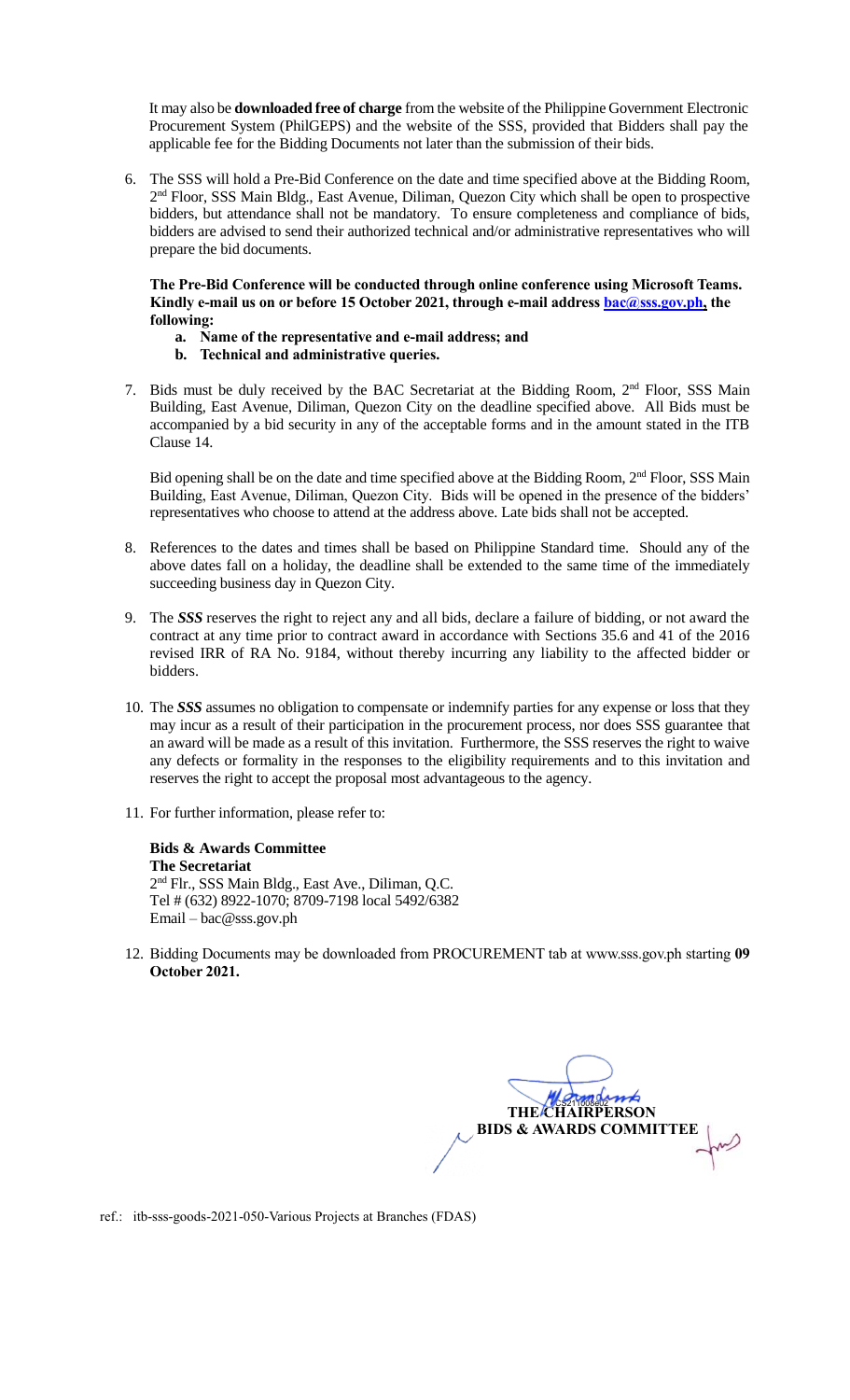It may also be **downloaded free of charge** from the website of the Philippine Government Electronic Procurement System (PhilGEPS) and the website of the SSS, provided that Bidders shall pay the applicable fee for the Bidding Documents not later than the submission of their bids.

6. The SSS will hold a Pre-Bid Conference on the date and time specified above at the Bidding Room, 2nd Floor, SSS Main Bldg., East Avenue, Diliman, Quezon City which shall be open to prospective bidders, but attendance shall not be mandatory. To ensure completeness and compliance of bids, bidders are advised to send their authorized technical and/or administrative representatives who will prepare the bid documents.

   **The Pre-Bid Conference will be conducted through online conference using Microsoft Teams. Kindly e-mail us on or before 15 October 2021, through e-mail address bac@sss.gov.ph, the following:**

   a. **Name of the representative and e-mail address; and**
   b. **Technical and administrative queries.**

7. Bids must be duly received by the BAC Secretariat at the Bidding Room, 2nd Floor, SSS Main Building, East Avenue, Diliman, Quezon City on the deadline specified above. All Bids must be accompanied by a bid security in any of the acceptable forms and in the amount stated in the ITB Clause 14.

   Bid opening shall be on the date and time specified above at the Bidding Room, 2nd Floor, SSS Main Building, East Avenue, Diliman, Quezon City. Bids will be opened in the presence of the bidders' representatives who choose to attend at the address above. Late bids shall not be accepted.

8. References to the dates and times shall be based on Philippine Standard time. Should any of the above dates fall on a holiday, the deadline shall be extended to the same time of the immediately succeeding business day in Quezon City.

9. The ***SSS*** reserves the right to reject any and all bids, declare a failure of bidding, or not award the contract at any time prior to contract award in accordance with Sections 35.6 and 41 of the 2016 revised IRR of RA No. 9184, without thereby incurring any liability to the affected bidder or bidders.

10. The ***SSS*** assumes no obligation to compensate or indemnify parties for any expense or loss that they may incur as a result of their participation in the procurement process, nor does SSS guarantee that an award will be made as a result of this invitation. Furthermore, the SSS reserves the right to waive any defects or formality in the responses to the eligibility requirements and to this invitation and reserves the right to accept the proposal most advantageous to the agency.

11. For further information, please refer to:

    **Bids & Awards Committee**
    **The Secretariat**
    2nd Flr., SSS Main Bldg., East Ave., Diliman, Q.C.
    Tel # (632) 8922-1070; 8709-7198 local 5492/6382
    Email – bac@sss.gov.ph

12. Bidding Documents may be downloaded from PROCUREMENT tab at www.sss.gov.ph starting **09 October 2021.**

**THE CHAIRPERSON**
**BIDS & AWARDS COMMITTEE**

ref.: itb-sss-goods-2021-050-Various Projects at Branches (FDAS)